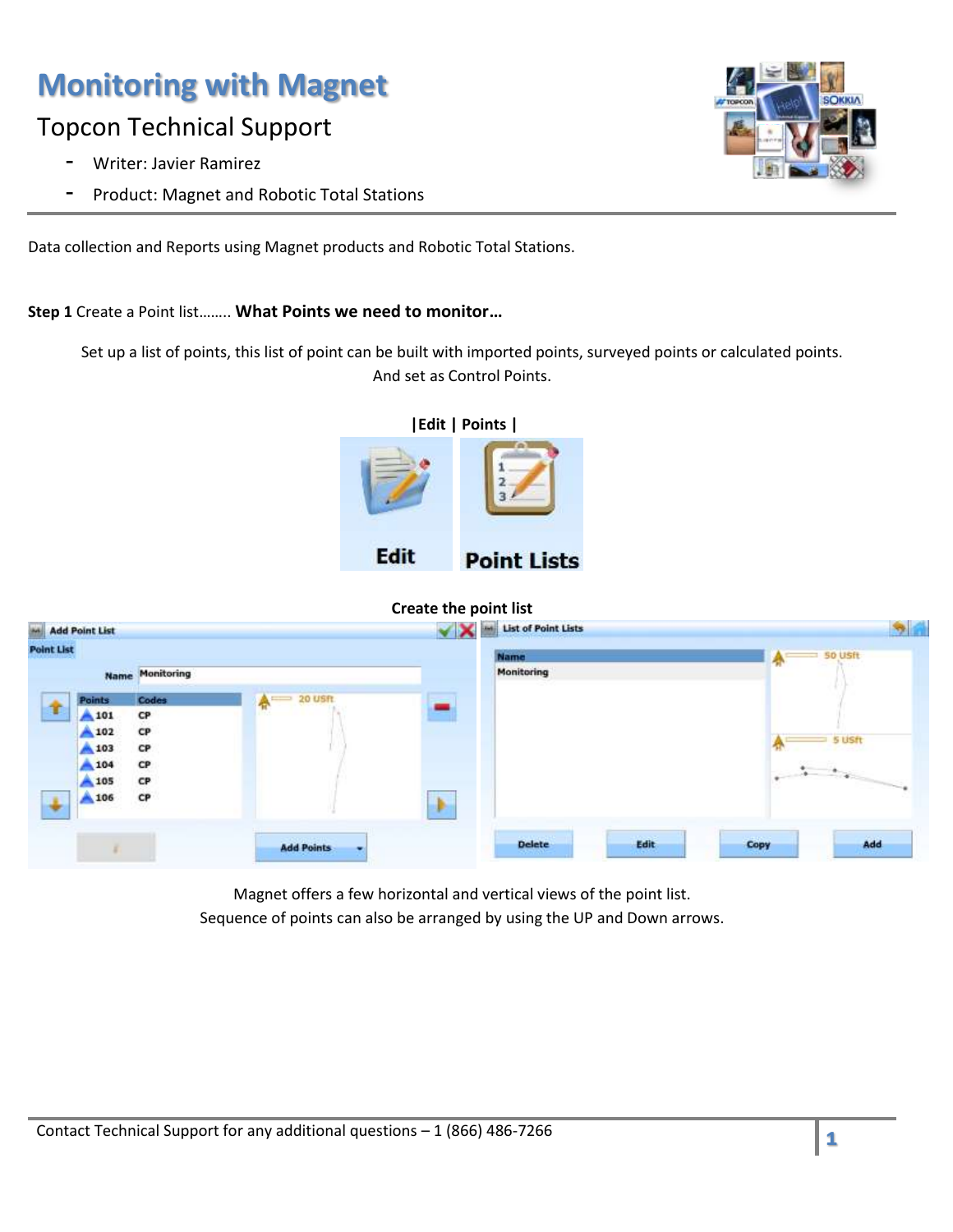# Monitoring with Magnet

## Topcon Technical Support

- Writer: Javier Ramirez
- Product: Magnet and Robotic Total Stations

Data collection and Reports using Magnet products and Robotic Total Stations.

**Step 1** Create a Point list…….. **What Points we need to monitor…**

Set up a list of points, this list of point can be built with imported points, surveyed points or calculated points. And set as Control Points.

**|Edit | Points |**

**Create the point list**

Magnet offers a few horizontal and vertical views of the point list.
Sequence of points can also be arranged by using the UP and Down arrows.

Contact Technical Support for any additional questions – 1 (866) 486-7266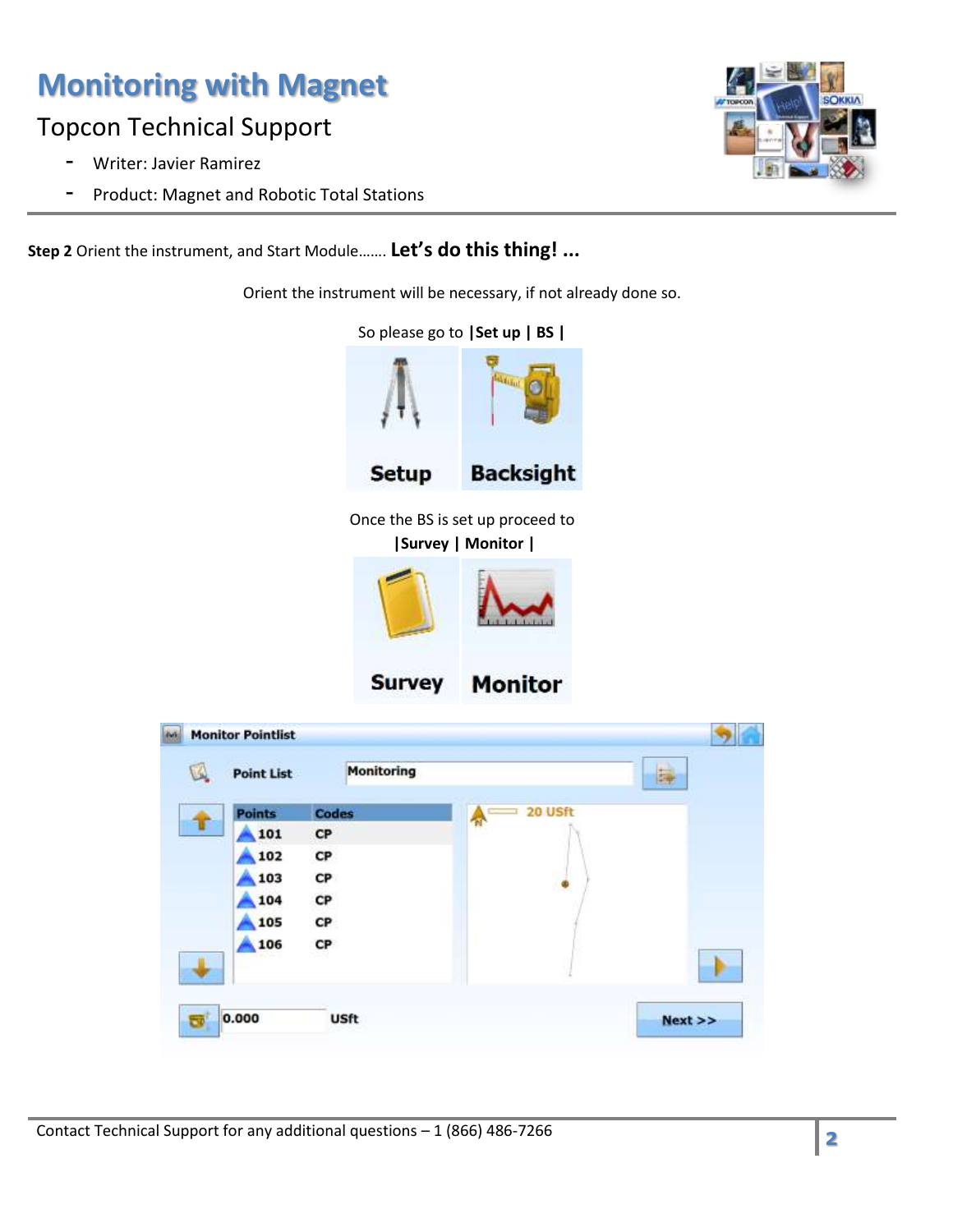**Step 2** Orient the instrument, and Start Module……. **Let's do this thing! ...**

Orient the instrument will be necessary, if not already done so.

So please go to **|Set up | BS |**

Setup Backsight

Once the BS is set up proceed to

**|Survey | Monitor |**

Survey Monitor

Monitor Pointlist

Point List Monitoring

| Points | Codes |
|---|---|
| 101 | CP |
| 102 | CP |
| 103 | CP |
| 104 | CP |
| 105 | CP |
| 106 | CP |

20 USft

0.000 USft

Next >>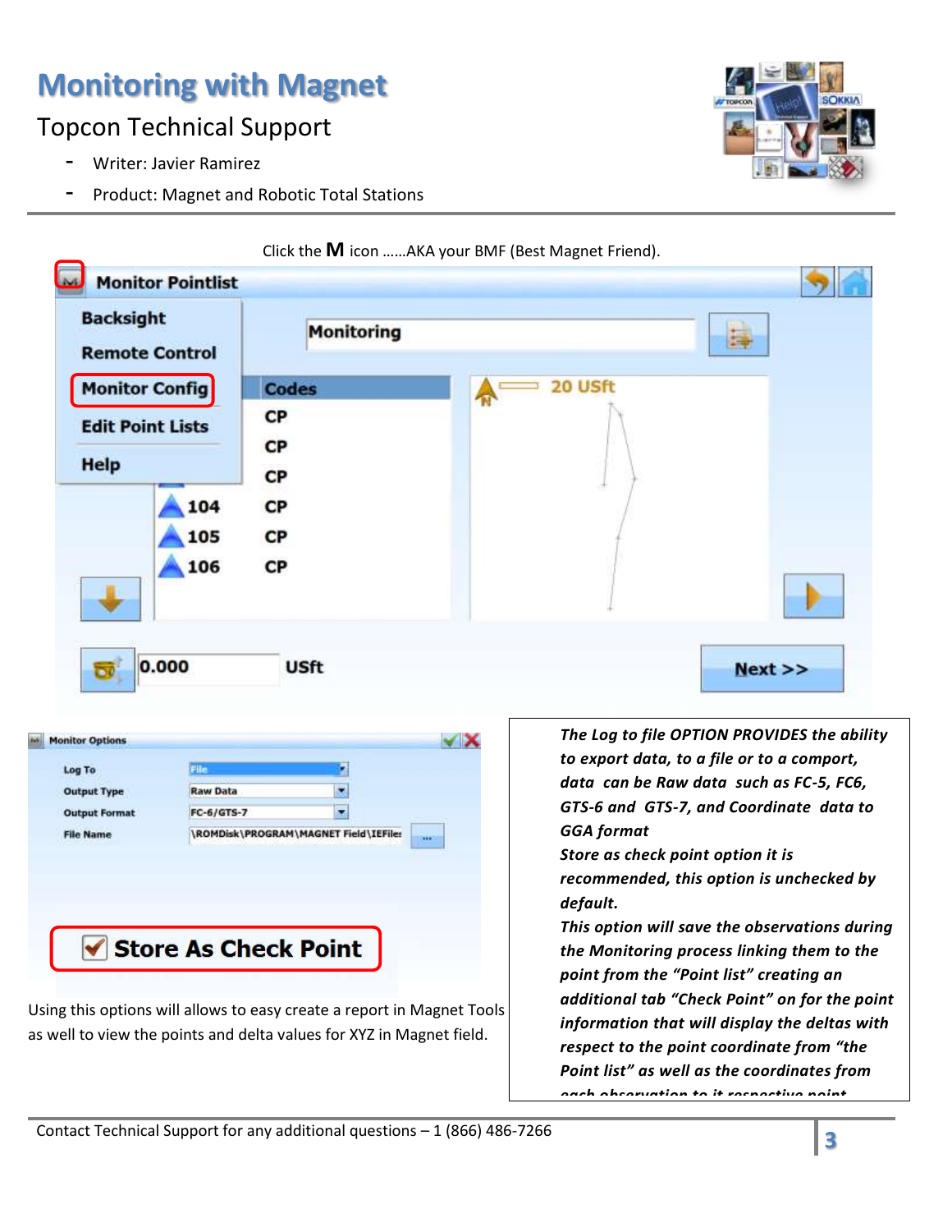# Monitoring with Magnet

## Topcon Technical Support

- Writer: Javier Ramirez
- Product: Magnet and Robotic Total Stations

Click the **M** icon ……AKA your BMF (Best Magnet Friend).

Using this options will allows to easy create a report in Magnet Tools as well to view the points and delta values for XYZ in Magnet field.

***The Log to file OPTION PROVIDES the ability to export data, to a file or to a comport, data can be Raw data such as FC-5, FC6, GTS-6 and GTS-7, and Coordinate data to GGA format***

***Store as check point option it is recommended, this option is unchecked by default.***

***This option will save the observations during the Monitoring process linking them to the point from the "Point list" creating an additional tab "Check Point" on for the point information that will display the deltas with respect to the point coordinate from "the Point list" as well as the coordinates from each observation to it respective point***

Contact Technical Support for any additional questions – 1 (866) 486-7266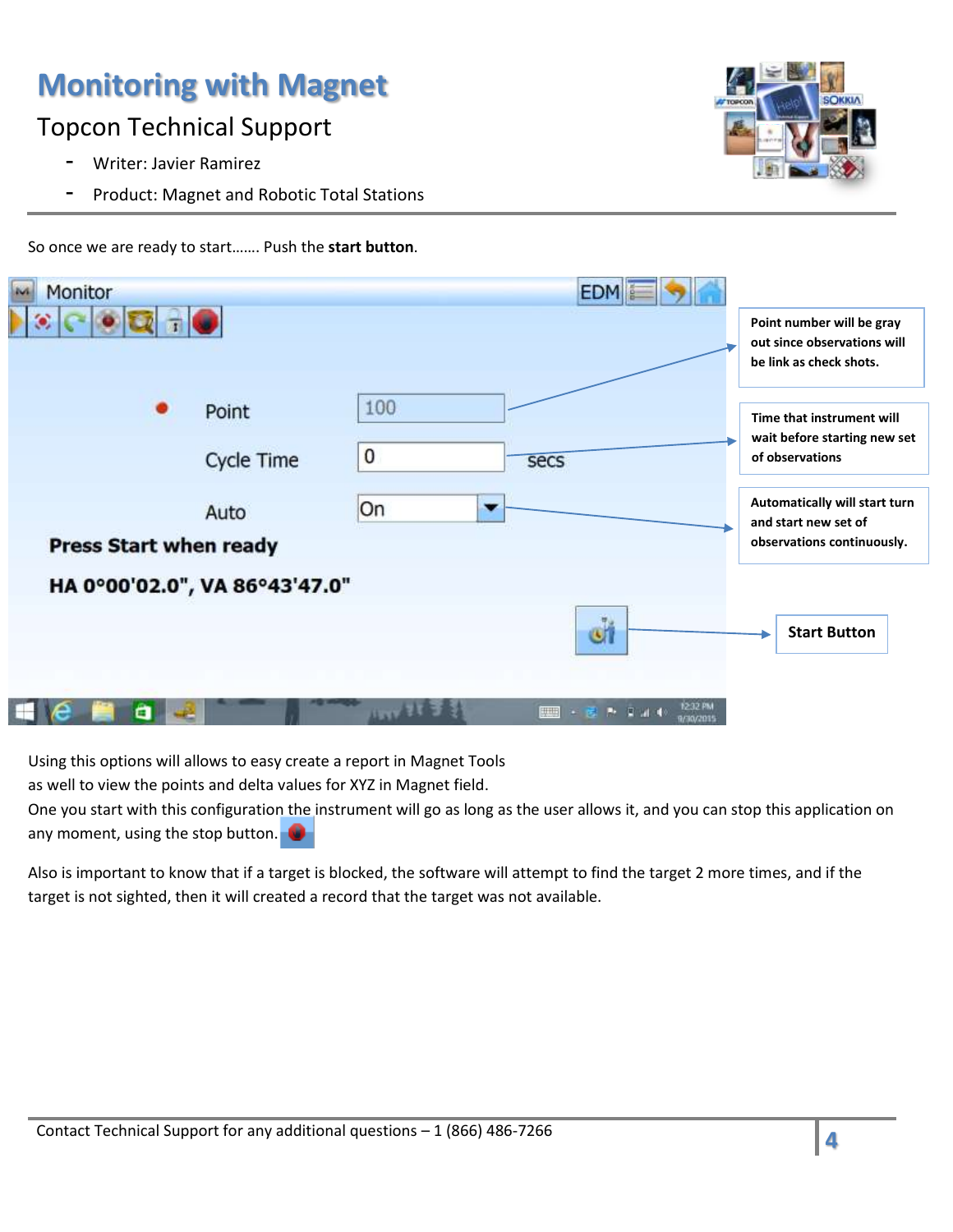# Monitoring with Magnet

Topcon Technical Support

- Writer: Javier Ramirez
- Product: Magnet and Robotic Total Stations

So once we are ready to start……. Push the **start button**.

Monitor

Point 100

Cycle Time 0 secs

Auto On

**Press Start when ready**

**HA 0°00'02.0", VA 86°43'47.0"**

**Point number will be gray out since observations will be link as check shots.**

**Time that instrument will wait before starting new set of observations**

**Automatically will start turn and start new set of observations continuously.**

**Start Button**

Using this options will allows to easy create a report in Magnet Tools as well to view the points and delta values for XYZ in Magnet field.

One you start with this configuration the instrument will go as long as the user allows it, and you can stop this application on any moment, using the stop button.

Also is important to know that if a target is blocked, the software will attempt to find the target 2 more times, and if the target is not sighted, then it will created a record that the target was not available.

Contact Technical Support for any additional questions – 1 (866) 486-7266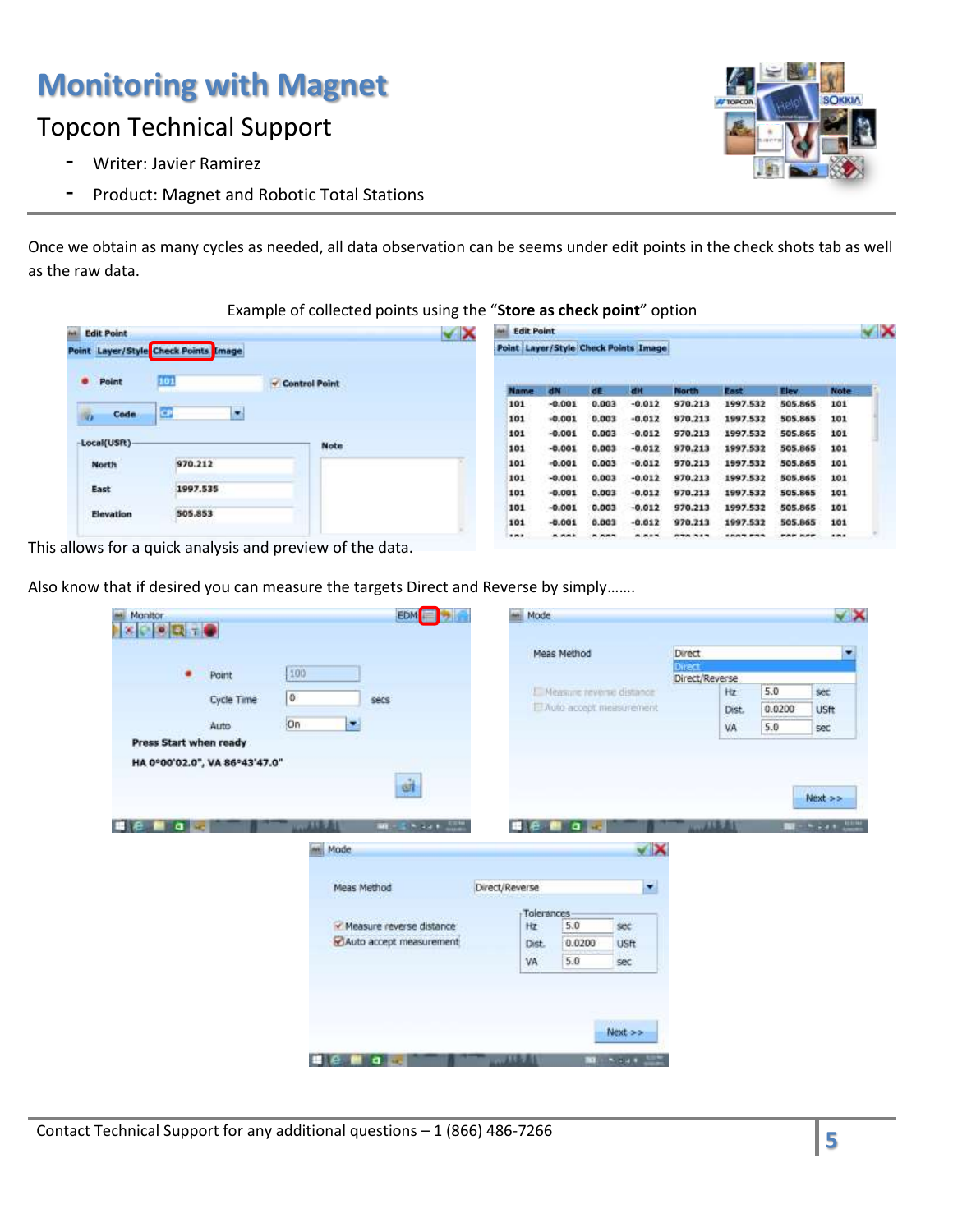Once we obtain as many cycles as needed, all data observation can be seems under edit points in the check shots tab as well as the raw data.

Example of collected points using the "**Store as check point**" option

This allows for a quick analysis and preview of the data.

Also know that if desired you can measure the targets Direct and Reverse by simply…….

Contact Technical Support for any additional questions – 1 (866) 486-7266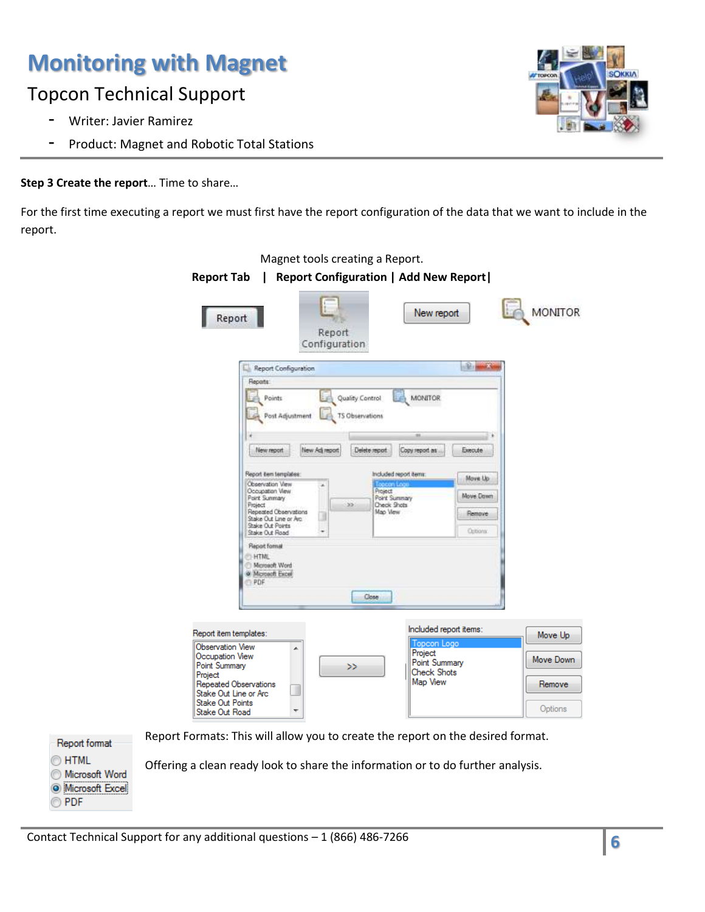# Monitoring with Magnet

## Topcon Technical Support

- Writer: Javier Ramirez
- Product: Magnet and Robotic Total Stations

**Step 3 Create the report**… Time to share…

For the first time executing a report we must first have the report configuration of the data that we want to include in the report.

Magnet tools creating a Report.

**Report Tab | Report Configuration | Add New Report|**

Report Formats: This will allow you to create the report on the desired format.

Offering a clean ready look to share the information or to do further analysis.

Contact Technical Support for any additional questions – 1 (866) 486-7266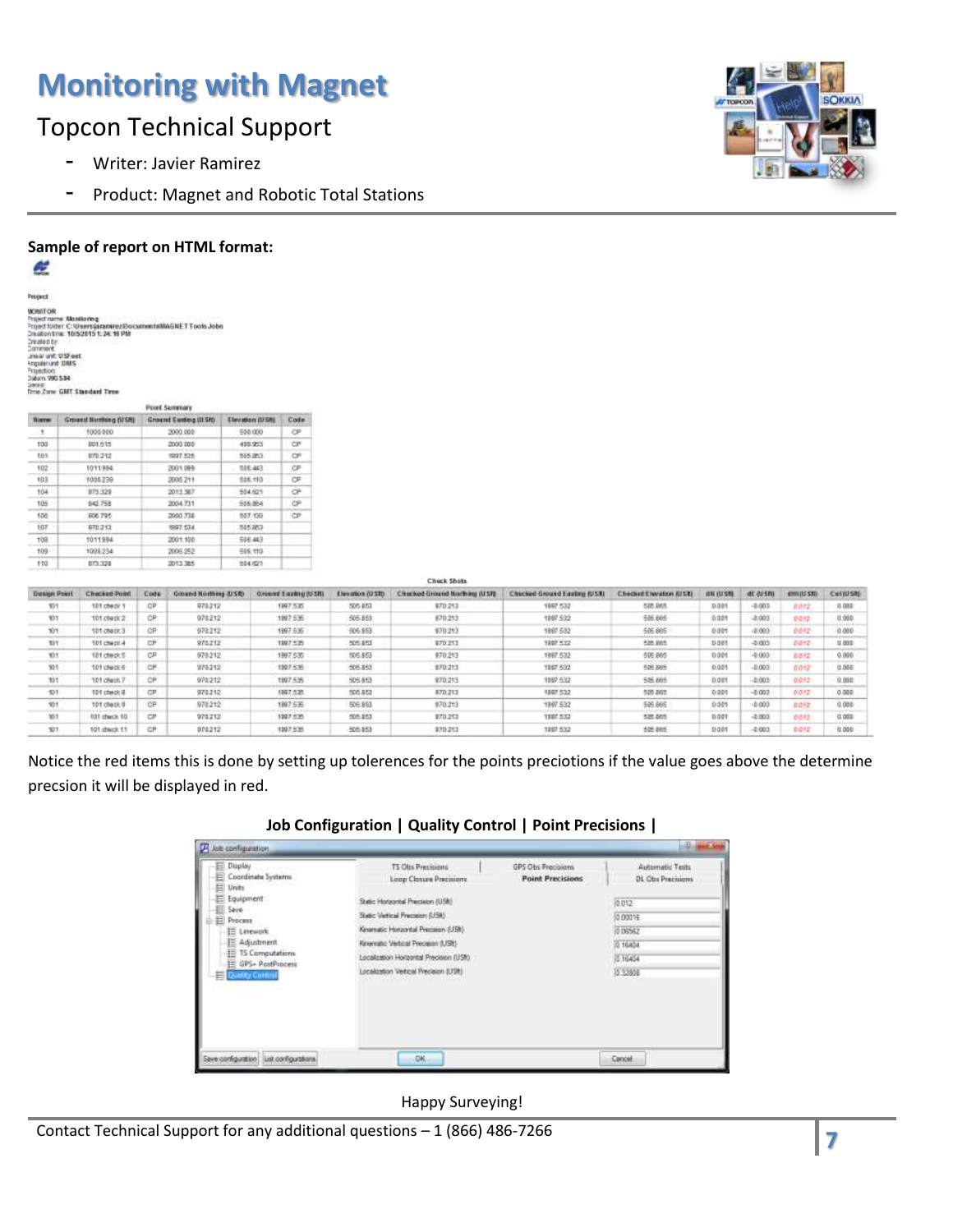# Monitoring with Magnet

## Topcon Technical Support

- Writer: Javier Ramirez
- Product: Magnet and Robotic Total Stations

---

**Sample of report on HTML format:**

Project

MONITOR
Project name: Monitoring
Project folder: C:\Users\jaramirez\Documents\MAGNET Tools Jobs
Creation time: 10/5/2015 1:24:19 PM
Created by:
Comment:
Linear unit: USFeet
Angular unit: DMS
Projection:
Datum: WGS 84
Geoid:
Time Zone: GMT Standard Time

Point Summary

| Name | Ground Northing (US ft) | Ground Easting (US ft) | Elevation (US ft) | Code |
|---|---|---|---|---|
| 1 | 1000.000 | 2000.000 | 500.000 | CP |
| 100 | 801.515 | 2000.000 | 499.953 | CP |
| 101 | 970.212 | 1997.535 | 505.853 | CP |
| 102 | 1011.984 | 2001.099 | 506.443 | CP |
| 103 | 1008.239 | 2006.211 | 506.110 | CP |
| 104 | 973.329 | 2013.387 | 504.621 | CP |
| 105 | 842.758 | 2004.731 | 506.854 | CP |
| 106 | 806.795 | 2000.738 | 507.100 | CP |
| 107 | 970.213 | 1997.534 | 505.853 | |
| 108 | 1011.984 | 2001.100 | 506.443 | |
| 109 | 1008.234 | 2006.252 | 506.110 | |
| 110 | 973.328 | 2013.385 | 504.621 | |

Check Shots

| Design Point | Checked Point | Code | Ground Northing (US ft) | Ground Easting (US ft) | Elevation (US ft) | Checked Ground Northing (US ft) | Checked Ground Easting (US ft) | Checked Elevation (US ft) | dN (US ft) | dE (US ft) | dHt (US ft) | Cut (US ft) |
|---|---|---|---|---|---|---|---|---|---|---|---|---|
| 101 | 101 check 1 | CP | 970.212 | 1997.535 | 505.853 | 970.213 | 1997.532 | 505.865 | 0.001 | -0.003 | 0.012 | 0.000 |
| 101 | 101 check 2 | CP | 970.212 | 1997.535 | 505.853 | 970.213 | 1997.532 | 505.865 | 0.001 | -0.003 | 0.012 | 0.000 |
| 101 | 101 check 3 | CP | 970.212 | 1997.535 | 505.853 | 970.213 | 1997.532 | 505.865 | 0.001 | -0.003 | 0.012 | 0.000 |
| 101 | 101 check 4 | CP | 970.212 | 1997.535 | 505.853 | 970.213 | 1997.532 | 505.865 | 0.001 | -0.003 | 0.012 | 0.000 |
| 101 | 101 check 5 | CP | 970.212 | 1997.535 | 505.853 | 970.213 | 1997.532 | 505.865 | 0.001 | -0.003 | 0.012 | 0.000 |
| 101 | 101 check 6 | CP | 970.212 | 1997.535 | 505.853 | 970.213 | 1997.532 | 505.865 | 0.001 | -0.003 | 0.012 | 0.000 |
| 101 | 101 check 7 | CP | 970.212 | 1997.535 | 505.853 | 970.213 | 1997.532 | 505.865 | 0.001 | -0.003 | 0.012 | 0.000 |
| 101 | 101 check 8 | CP | 970.212 | 1997.535 | 505.853 | 970.213 | 1997.532 | 505.865 | 0.001 | -0.003 | 0.012 | 0.000 |
| 101 | 101 check 9 | CP | 970.212 | 1997.535 | 505.853 | 970.213 | 1997.532 | 505.865 | 0.001 | -0.003 | 0.012 | 0.000 |
| 101 | 101 check 10 | CP | 970.212 | 1997.535 | 505.853 | 970.213 | 1997.532 | 505.865 | 0.001 | -0.003 | 0.012 | 0.000 |
| 101 | 101 check 11 | CP | 970.212 | 1997.535 | 505.853 | 970.213 | 1997.532 | 505.865 | 0.001 | -0.003 | 0.012 | 0.000 |

Notice the red items this is done by setting up tolerences for the points preciotions if the value goes above the determine precsion it will be displayed in red.

**Job Configuration | Quality Control | Point Precisions |**

Job configuration

- Display
- Coordinate Systems
- Units
- Equipment
- Save
- Process
  - Linework
  - Adjustment
  - TS Computations
  - GPS+ PostProcess
- Quality Control

TS Obs Precisions | GPS Obs Precisions | Automatic Tests
Loop Closure Precisions | **Point Precisions** | DL Obs Precisions

| | |
|---|---|
| Static Horizontal Precision (USft) | 0.012 |
| Static Vertical Precision (USft) | 0.00016 |
| Kinematic Horizontal Precision (USft) | 0.06562 |
| Kinematic Vertical Precision (USft) | 0.16404 |
| Localization Horizontal Precision (USft) | 0.16404 |
| Localization Vertical Precision (USft) | 0.32808 |

Save configuration | List configurations | OK | Cancel

Happy Surveying!

Contact Technical Support for any additional questions – 1 (866) 486-7266